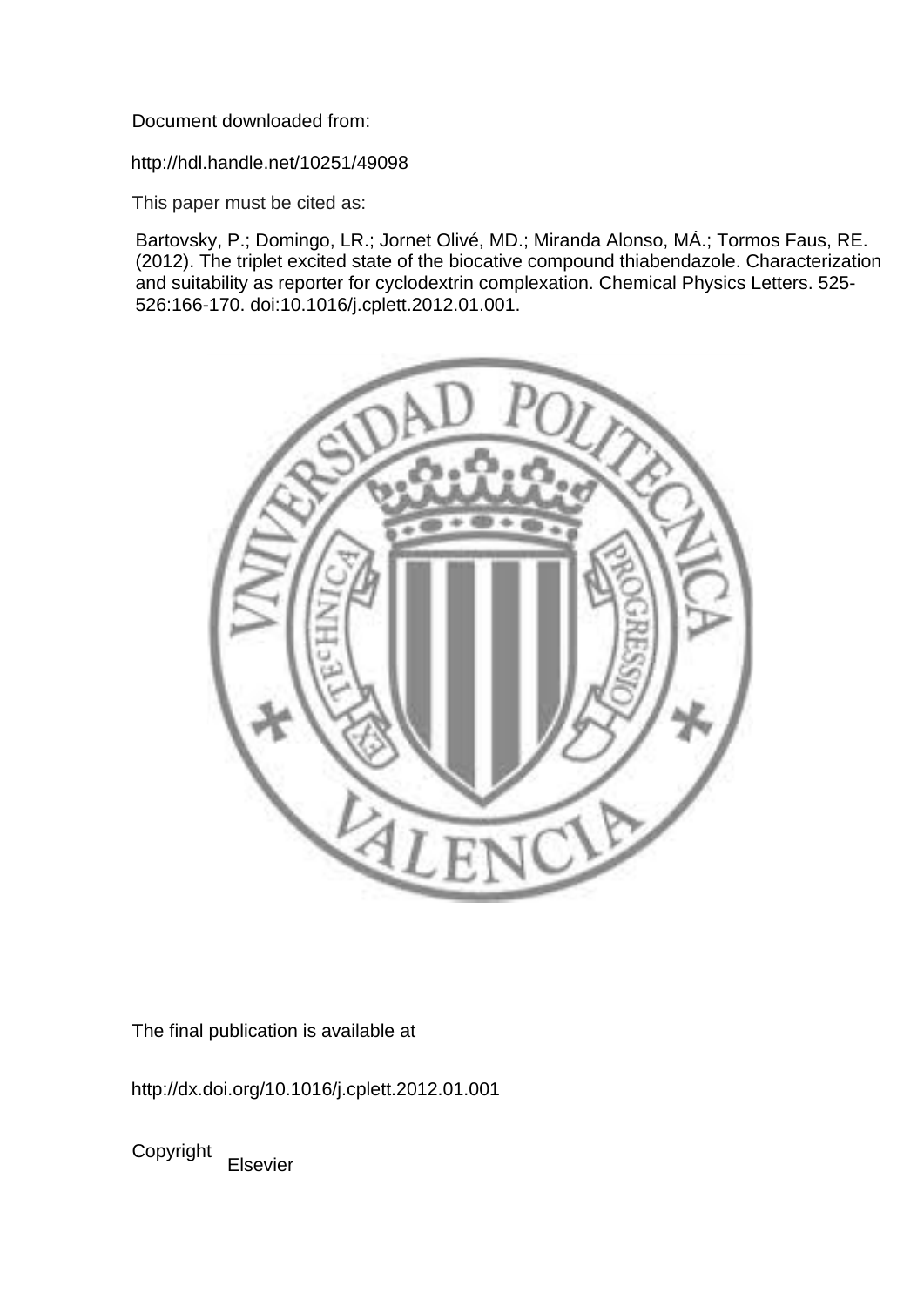Document downloaded from:

http://hdl.handle.net/10251/49098

This paper must be cited as:

Bartovsky, P.; Domingo, LR.; Jornet Olivé, MD.; Miranda Alonso, MÁ.; Tormos Faus, RE. (2012). The triplet excited state of the biocative compound thiabendazole. Characterization and suitability as reporter for cyclodextrin complexation. Chemical Physics Letters. 525-526:166-170. doi:10.1016/j.cplett.2012.01.001.

The final publication is available at

http://dx.doi.org/10.1016/j.cplett.2012.01.001

Copyright Elsevier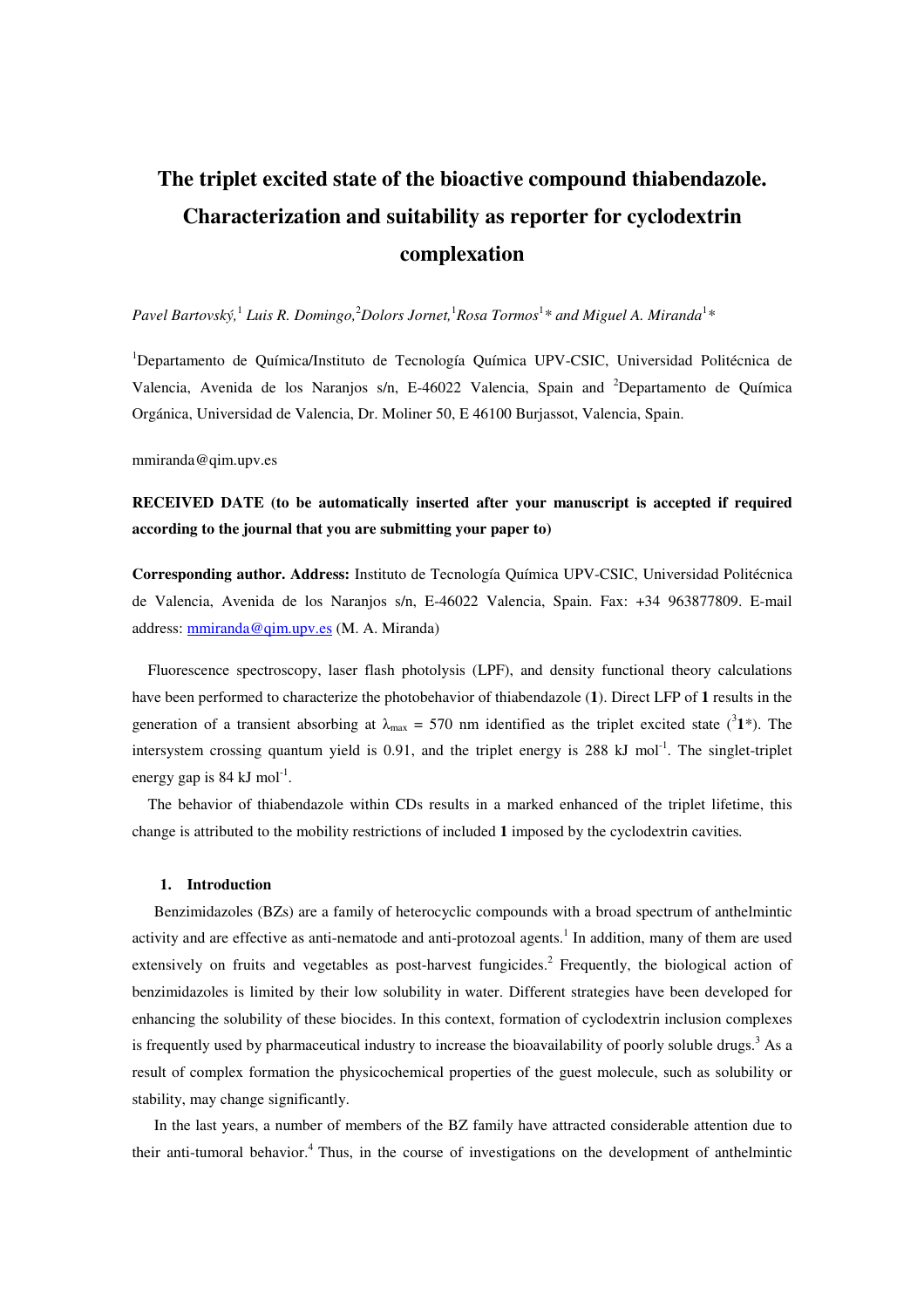# The triplet excited state of the bioactive compound thiabendazole. Characterization and suitability as reporter for cyclodextrin complexation

*Pavel Bartovský,*[1] *Luis R. Domingo,*[2]*Dolors Jornet,*[1]*Rosa Tormos*[1]\* *and Miguel A. Miranda*[1]\*

[1]Departamento de Química/Instituto de Tecnología Química UPV-CSIC, Universidad Politécnica de Valencia, Avenida de los Naranjos s/n, E-46022 Valencia, Spain and [2]Departamento de Química Orgánica, Universidad de Valencia, Dr. Moliner 50, E 46100 Burjassot, Valencia, Spain.

mmiranda@qim.upv.es

**RECEIVED DATE (to be automatically inserted after your manuscript is accepted if required according to the journal that you are submitting your paper to)**

**Corresponding author. Address:** Instituto de Tecnología Química UPV-CSIC, Universidad Politécnica de Valencia, Avenida de los Naranjos s/n, E-46022 Valencia, Spain. Fax: +34 963877809. E-mail address: mmiranda@qim.upv.es (M. A. Miranda)

Fluorescence spectroscopy, laser flash photolysis (LPF), and density functional theory calculations have been performed to characterize the photobehavior of thiabendazole (**1**). Direct LFP of **1** results in the generation of a transient absorbing at $\lambda_{max}$ = 570 nm identified as the triplet excited state ($^3$**1**\*). The intersystem crossing quantum yield is 0.91, and the triplet energy is 288 kJ mol$^{-1}$. The singlet-triplet energy gap is 84 kJ mol$^{-1}$.

The behavior of thiabendazole within CDs results in a marked enhanced of the triplet lifetime, this change is attributed to the mobility restrictions of included **1** imposed by the cyclodextrin cavities.

## 1. Introduction

Benzimidazoles (BZs) are a family of heterocyclic compounds with a broad spectrum of anthelmintic activity and are effective as anti-nematode and anti-protozoal agents.[1] In addition, many of them are used extensively on fruits and vegetables as post-harvest fungicides.[2] Frequently, the biological action of benzimidazoles is limited by their low solubility in water. Different strategies have been developed for enhancing the solubility of these biocides. In this context, formation of cyclodextrin inclusion complexes is frequently used by pharmaceutical industry to increase the bioavailability of poorly soluble drugs.[3] As a result of complex formation the physicochemical properties of the guest molecule, such as solubility or stability, may change significantly.

In the last years, a number of members of the BZ family have attracted considerable attention due to their anti-tumoral behavior.[4] Thus, in the course of investigations on the development of anthelmintic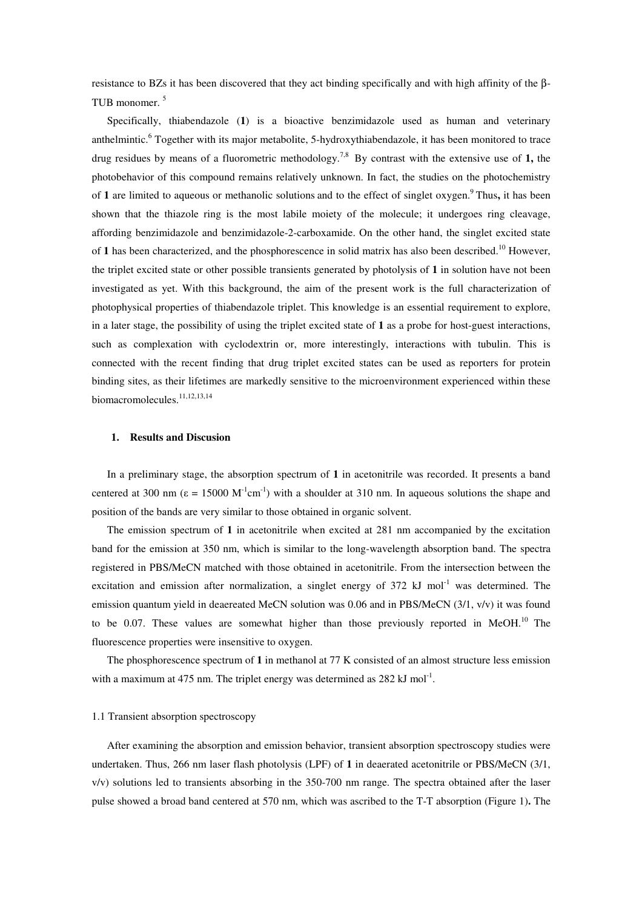resistance to BZs it has been discovered that they act binding specifically and with high affinity of the β-TUB monomer. [5]

Specifically, thiabendazole (**1**) is a bioactive benzimidazole used as human and veterinary anthelmintic.[6] Together with its major metabolite, 5-hydroxythiabendazole, it has been monitored to trace drug residues by means of a fluorometric methodology.[7,8] By contrast with the extensive use of **1,** the photobehavior of this compound remains relatively unknown. In fact, the studies on the photochemistry of **1** are limited to aqueous or methanolic solutions and to the effect of singlet oxygen.[9] Thus**,** it has been shown that the thiazole ring is the most labile moiety of the molecule; it undergoes ring cleavage, affording benzimidazole and benzimidazole-2-carboxamide. On the other hand, the singlet excited state of **1** has been characterized, and the phosphorescence in solid matrix has also been described.[10] However, the triplet excited state or other possible transients generated by photolysis of **1** in solution have not been investigated as yet. With this background, the aim of the present work is the full characterization of photophysical properties of thiabendazole triplet. This knowledge is an essential requirement to explore, in a later stage, the possibility of using the triplet excited state of **1** as a probe for host-guest interactions, such as complexation with cyclodextrin or, more interestingly, interactions with tubulin. This is connected with the recent finding that drug triplet excited states can be used as reporters for protein binding sites, as their lifetimes are markedly sensitive to the microenvironment experienced within these biomacromolecules.[11,12,13,14]

## 1. Results and Discussion

In a preliminary stage, the absorption spectrum of **1** in acetonitrile was recorded. It presents a band centered at 300 nm ($\varepsilon$ = 15000 $M^{-1}cm^{-1}$) with a shoulder at 310 nm. In aqueous solutions the shape and position of the bands are very similar to those obtained in organic solvent.

The emission spectrum of **1** in acetonitrile when excited at 281 nm accompanied by the excitation band for the emission at 350 nm, which is similar to the long-wavelength absorption band. The spectra registered in PBS/MeCN matched with those obtained in acetonitrile. From the intersection between the excitation and emission after normalization, a singlet energy of 372 kJ $mol^{-1}$ was determined. The emission quantum yield in deaereated MeCN solution was 0.06 and in PBS/MeCN (3/1, v/v) it was found to be 0.07. These values are somewhat higher than those previously reported in MeOH.[10] The fluorescence properties were insensitive to oxygen.

The phosphorescence spectrum of **1** in methanol at 77 K consisted of an almost structure less emission with a maximum at 475 nm. The triplet energy was determined as 282 kJ $mol^{-1}$.

### 1.1 Transient absorption spectroscopy

After examining the absorption and emission behavior, transient absorption spectroscopy studies were undertaken. Thus, 266 nm laser flash photolysis (LPF) of **1** in deaerated acetonitrile or PBS/MeCN (3/1, v/v) solutions led to transients absorbing in the 350-700 nm range. The spectra obtained after the laser pulse showed a broad band centered at 570 nm, which was ascribed to the T-T absorption (Figure 1)**.** The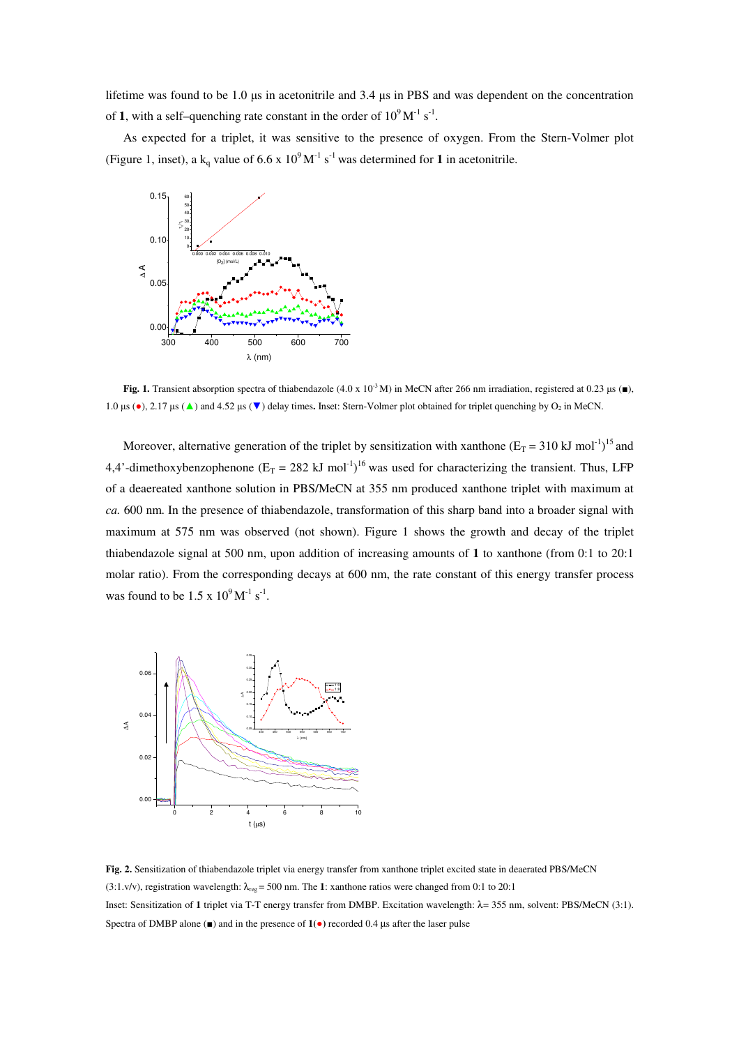lifetime was found to be 1.0 μs in acetonitrile and 3.4 μs in PBS and was dependent on the concentration of **1**, with a self–quenching rate constant in the order of $10^9$ $M^{-1}$ $s^{-1}$.

As expected for a triplet, it was sensitive to the presence of oxygen. From the Stern-Volmer plot (Figure 1, inset), a $k_q$ value of 6.6 x $10^9$ $M^{-1}$ $s^{-1}$ was determined for **1** in acetonitrile.

**Fig. 1.** Transient absorption spectra of thiabendazole (4.0 x $10^{-3}$ M) in MeCN after 266 nm irradiation, registered at 0.23 μs (■), 1.0 μs (●), 2.17 μs (▲) and 4.52 μs (▼) delay times**.** Inset: Stern-Volmer plot obtained for triplet quenching by $O_2$ in MeCN.

Moreover, alternative generation of the triplet by sensitization with xanthone ($E_T$ = 310 kJ $mol^{-1}$)[15] and 4,4'-dimethoxybenzophenone ($E_T$ = 282 kJ $mol^{-1}$)[16] was used for characterizing the transient. Thus, LFP of a deaereated xanthone solution in PBS/MeCN at 355 nm produced xanthone triplet with maximum at *ca.* 600 nm. In the presence of thiabendazole, transformation of this sharp band into a broader signal with maximum at 575 nm was observed (not shown). Figure 1 shows the growth and decay of the triplet thiabendazole signal at 500 nm, upon addition of increasing amounts of **1** to xanthone (from 0:1 to 20:1 molar ratio). From the corresponding decays at 600 nm, the rate constant of this energy transfer process was found to be 1.5 x $10^9$ $M^{-1}$ $s^{-1}$.

**Fig. 2.** Sensitization of thiabendazole triplet via energy transfer from xanthone triplet excited state in deaerated PBS/MeCN (3:1.v/v), registration wavelength: $\lambda_{reg}$ = 500 nm. The **1**: xanthone ratios were changed from 0:1 to 20:1
Inset: Sensitization of **1** triplet via T-T energy transfer from DMBP. Excitation wavelength: λ= 355 nm, solvent: PBS/MeCN (3:1). Spectra of DMBP alone (■) and in the presence of **1**(●) recorded 0.4 μs after the laser pulse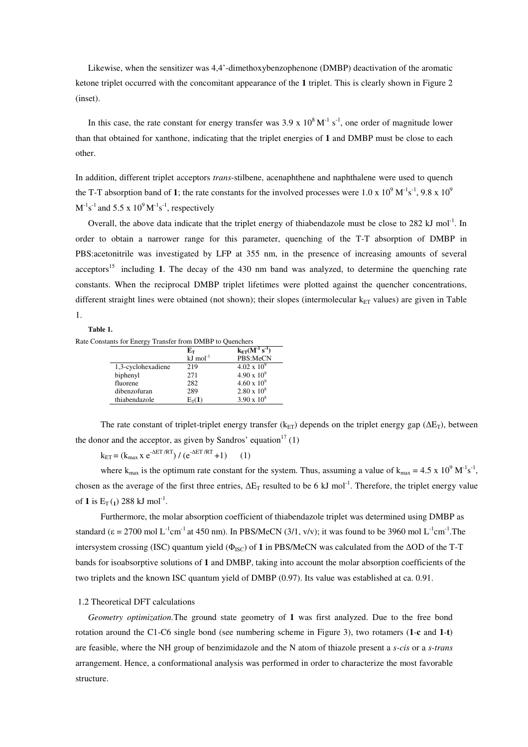Likewise, when the sensitizer was 4,4'-dimethoxybenzophenone (DMBP) deactivation of the aromatic ketone triplet occurred with the concomitant appearance of the **1** triplet. This is clearly shown in Figure 2 (inset).

In this case, the rate constant for energy transfer was $3.9 \times 10^8$ $M^{-1}$ $s^{-1}$, one order of magnitude lower than that obtained for xanthone, indicating that the triplet energies of **1** and DMBP must be close to each other.

In addition, different triplet acceptors *trans*-stilbene, acenaphthene and naphthalene were used to quench the T-T absorption band of **1**; the rate constants for the involved processes were $1.0 \times 10^9$ $M^{-1}s^{-1}$, $9.8 \times 10^9$ $M^{-1}s^{-1}$ and $5.5 \times 10^9$ $M^{-1}s^{-1}$, respectively

Overall, the above data indicate that the triplet energy of thiabendazole must be close to 282 kJ $mol^{-1}$. In order to obtain a narrower range for this parameter, quenching of the T-T absorption of DMBP in PBS:acetonitrile was investigated by LFP at 355 nm, in the presence of increasing amounts of several acceptors[15] including **1**. The decay of the 430 nm band was analyzed, to determine the quenching rate constants. When the reciprocal DMBP triplet lifetimes were plotted against the quencher concentrations, different straight lines were obtained (not shown); their slopes (intermolecular $k_{ET}$ values) are given in Table 1.

**Table 1.**

Rate Constants for Energy Transfer from DMBP to Quenchers

| | $E_T$ kJ $mol^{-1}$ | $k_{ET}$($M^{-1}$ $s^{-1}$) PBS:MeCN |
|---|---|---|
| 1,3-cyclohexadiene | 219 | $4.02 \times 10^9$ |
| biphenyl | 271 | $4.90 \times 10^9$ |
| fluorene | 282 | $4.60 \times 10^9$ |
| dibenzofuran | 289 | $2.80 \times 10^8$ |
| thiabendazole | $E_T$(**1**) | $3.90 \times 10^8$ |

The rate constant of triplet-triplet energy transfer ($k_{ET}$) depends on the triplet energy gap ($\Delta E_T$), between the donor and the acceptor, as given by Sandros' equation[17] (1)

$$k_{ET} = (k_{max} \times e^{-\Delta ET/RT}) / (e^{-\Delta ET/RT} + 1) \quad (1)$$

where $k_{max}$ is the optimum rate constant for the system. Thus, assuming a value of $k_{max} = 4.5 \times 10^9$ $M^{-1}s^{-1}$, chosen as the average of the first three entries, $\Delta E_T$ resulted to be 6 kJ $mol^{-1}$. Therefore, the triplet energy value of **1** is $E_T$(**1**) 288 kJ $mol^{-1}$.

Furthermore, the molar absorption coefficient of thiabendazole triplet was determined using DMBP as standard ($\varepsilon$ = 2700 mol $L^{-1}cm^{-1}$ at 450 nm). In PBS/MeCN (3/1, v/v); it was found to be 3960 mol $L^{-1}cm^{-1}$.The intersystem crossing (ISC) quantum yield ($\Phi_{ISC}$) of **1** in PBS/MeCN was calculated from the $\Delta$OD of the T-T bands for isoabsorptive solutions of **1** and DMBP, taking into account the molar absorption coefficients of the two triplets and the known ISC quantum yield of DMBP (0.97). Its value was established at ca. 0.91.

### 1.2 Theoretical DFT calculations

*Geometry optimization.* The ground state geometry of **1** was first analyzed. Due to the free bond rotation around the C1-C6 single bond (see numbering scheme in Figure 3), two rotamers (**1-c** and **1-t**) are feasible, where the NH group of benzimidazole and the N atom of thiazole present a *s-cis* or a *s-trans* arrangement. Hence, a conformational analysis was performed in order to characterize the most favorable structure.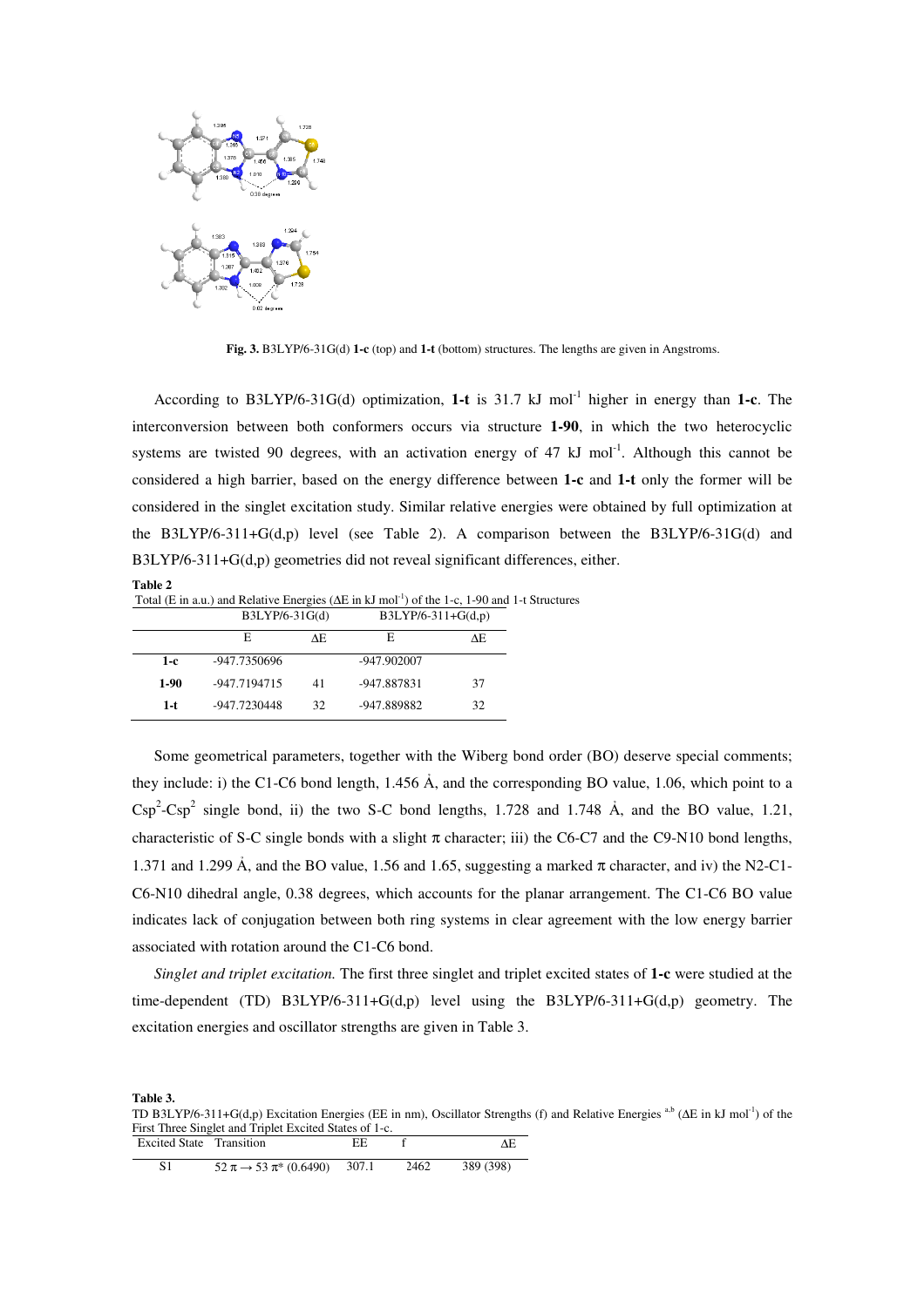**Fig. 3.** B3LYP/6-31G(d) **1-c** (top) and **1-t** (bottom) structures. The lengths are given in Angstroms.

According to B3LYP/6-31G(d) optimization, **1-t** is 31.7 kJ mol$^{-1}$ higher in energy than **1-c**. The interconversion between both conformers occurs via structure **1-90**, in which the two heterocyclic systems are twisted 90 degrees, with an activation energy of 47 kJ mol$^{-1}$. Although this cannot be considered a high barrier, based on the energy difference between **1-c** and **1-t** only the former will be considered in the singlet excitation study. Similar relative energies were obtained by full optimization at the B3LYP/6-311+G(d,p) level (see Table 2). A comparison between the B3LYP/6-31G(d) and B3LYP/6-311+G(d,p) geometries did not reveal significant differences, either.

**Table 2**
Total (E in a.u.) and Relative Energies (ΔE in kJ mol$^{-1}$) of the 1-c, 1-90 and 1-t Structures

| | B3LYP/6-31G(d) | | B3LYP/6-311+G(d,p) | |
|---|---|---|---|---|
| | E | ΔE | E | ΔE |
| **1-c** | -947.7350696 | | -947.902007 | |
| **1-90** | -947.7194715 | 41 | -947.887831 | 37 |
| **1-t** | -947.7230448 | 32 | -947.889882 | 32 |

Some geometrical parameters, together with the Wiberg bond order (BO) deserve special comments; they include: i) the C1-C6 bond length, 1.456 Å, and the corresponding BO value, 1.06, which point to a Csp$^2$-Csp$^2$ single bond, ii) the two S-C bond lengths, 1.728 and 1.748 Å, and the BO value, 1.21, characteristic of S-C single bonds with a slight π character; iii) the C6-C7 and the C9-N10 bond lengths, 1.371 and 1.299 Å, and the BO value, 1.56 and 1.65, suggesting a marked π character, and iv) the N2-C1-C6-N10 dihedral angle, 0.38 degrees, which accounts for the planar arrangement. The C1-C6 BO value indicates lack of conjugation between both ring systems in clear agreement with the low energy barrier associated with rotation around the C1-C6 bond.

*Singlet and triplet excitation.* The first three singlet and triplet excited states of **1-c** were studied at the time-dependent (TD) B3LYP/6-311+G(d,p) level using the B3LYP/6-311+G(d,p) geometry. The excitation energies and oscillator strengths are given in Table 3.

**Table 3.**
TD B3LYP/6-311+G(d,p) Excitation Energies (EE in nm), Oscillator Strengths (f) and Relative Energies [a,b] (ΔE in kJ mol$^{-1}$) of the First Three Singlet and Triplet Excited States of 1-c.

| Excited State | Transition | EE | f | ΔE |
|---|---|---|---|---|
| S1 | 52 π → 53 π* (0.6490) | 307.1 | 2462 | 389 (398) |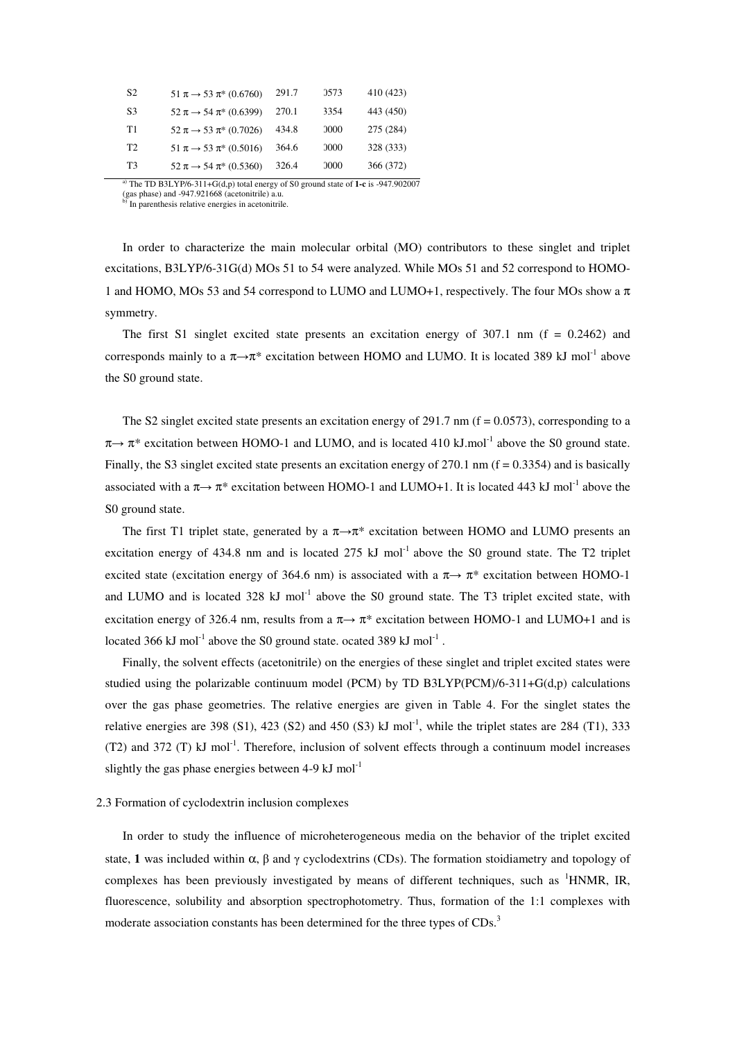| | | | | |
|---|---|---|---|---|
| S2 | 51 π → 53 π* (0.6760) | 291.7 | 0573 | 410 (423) |
| S3 | 52 π → 54 π* (0.6399) | 270.1 | 3354 | 443 (450) |
| T1 | 52 π → 53 π* (0.7026) | 434.8 | 0000 | 275 (284) |
| T2 | 51 π → 53 π* (0.5016) | 364.6 | 0000 | 328 (333) |
| T3 | 52 π → 54 π* (0.5360) | 326.4 | 0000 | 366 (372) |

[a] The TD B3LYP/6-311+G(d,p) total energy of S0 ground state of **1-c** is -947.902007 (gas phase) and -947.921668 (acetonitrile) a.u.
[b] In parenthesis relative energies in acetonitrile.

In order to characterize the main molecular orbital (MO) contributors to these singlet and triplet excitations, B3LYP/6-31G(d) MOs 51 to 54 were analyzed. While MOs 51 and 52 correspond to HOMO-1 and HOMO, MOs 53 and 54 correspond to LUMO and LUMO+1, respectively. The four MOs show a π symmetry.

The first S1 singlet excited state presents an excitation energy of 307.1 nm (f = 0.2462) and corresponds mainly to a π→π* excitation between HOMO and LUMO. It is located 389 kJ mol$^{-1}$ above the S0 ground state.

The S2 singlet excited state presents an excitation energy of 291.7 nm (f = 0.0573), corresponding to a π→ π* excitation between HOMO-1 and LUMO, and is located 410 kJ.mol$^{-1}$ above the S0 ground state. Finally, the S3 singlet excited state presents an excitation energy of 270.1 nm (f = 0.3354) and is basically associated with a π→ π* excitation between HOMO-1 and LUMO+1. It is located 443 kJ mol$^{-1}$ above the S0 ground state.

The first T1 triplet state, generated by a π→π* excitation between HOMO and LUMO presents an excitation energy of 434.8 nm and is located 275 kJ mol$^{-1}$ above the S0 ground state. The T2 triplet excited state (excitation energy of 364.6 nm) is associated with a π→ π* excitation between HOMO-1 and LUMO and is located 328 kJ mol$^{-1}$ above the S0 ground state. The T3 triplet excited state, with excitation energy of 326.4 nm, results from a π→ π* excitation between HOMO-1 and LUMO+1 and is located 366 kJ mol$^{-1}$ above the S0 ground state. ocated 389 kJ mol$^{-1}$ .

Finally, the solvent effects (acetonitrile) on the energies of these singlet and triplet excited states were studied using the polarizable continuum model (PCM) by TD B3LYP(PCM)/6-311+G(d,p) calculations over the gas phase geometries. The relative energies are given in Table 4. For the singlet states the relative energies are 398 (S1), 423 (S2) and 450 (S3) kJ mol$^{-1}$, while the triplet states are 284 (T1), 333 (T2) and 372 (T) kJ mol$^{-1}$. Therefore, inclusion of solvent effects through a continuum model increases slightly the gas phase energies between 4-9 kJ mol$^{-1}$

## 2.3 Formation of cyclodextrin inclusion complexes

In order to study the influence of microheterogeneous media on the behavior of the triplet excited state, **1** was included within α, β and γ cyclodextrins (CDs). The formation stoidiametry and topology of complexes has been previously investigated by means of different techniques, such as $^{1}$HNMR, IR, fluorescence, solubility and absorption spectrophotometry. Thus, formation of the 1:1 complexes with moderate association constants has been determined for the three types of CDs.[3]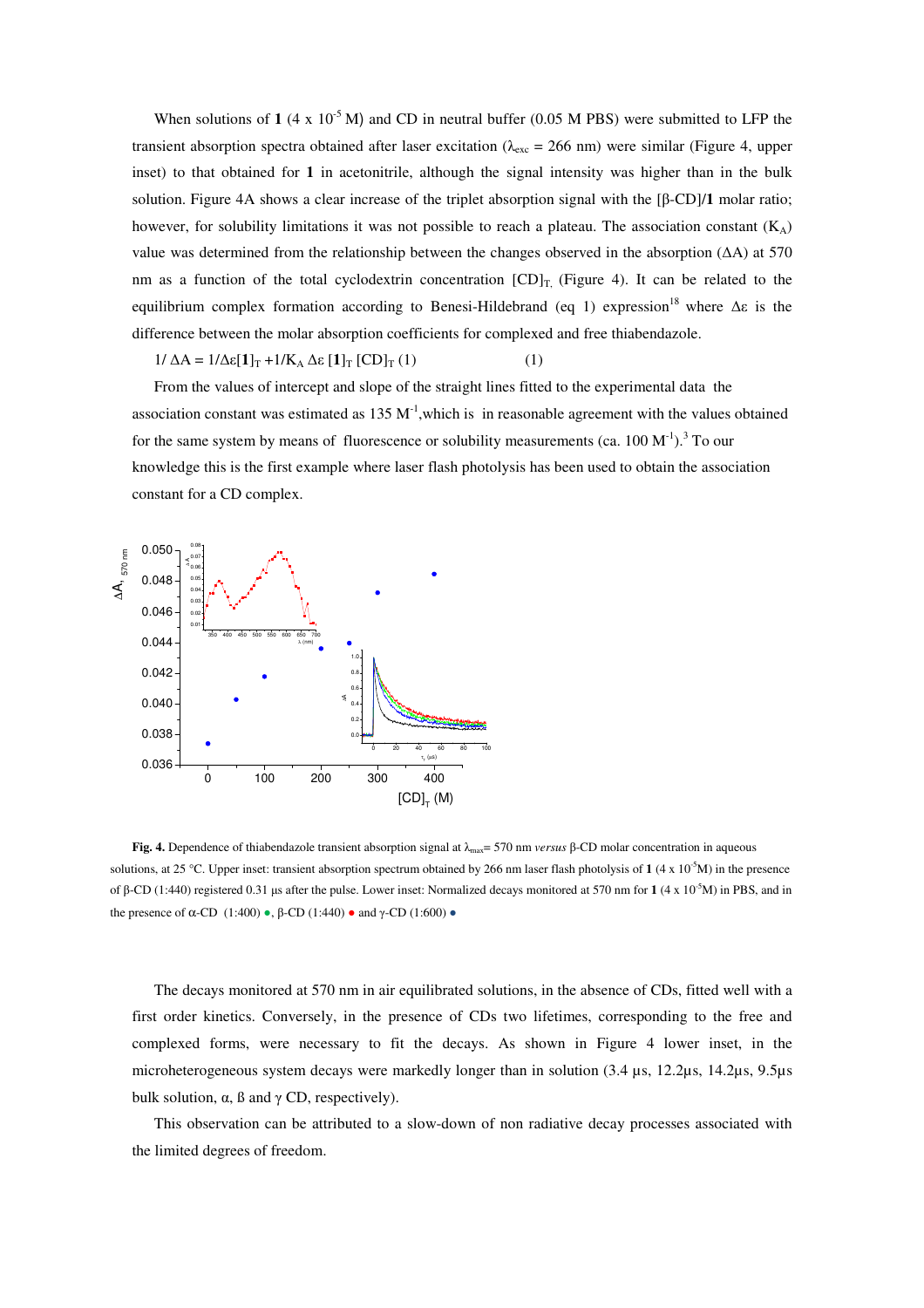When solutions of **1** ($4 \times 10^{-5}$ M) and CD in neutral buffer (0.05 M PBS) were submitted to LFP the transient absorption spectra obtained after laser excitation ($\lambda_{exc}$ = 266 nm) were similar (Figure 4, upper inset) to that obtained for **1** in acetonitrile, although the signal intensity was higher than in the bulk solution. Figure 4A shows a clear increase of the triplet absorption signal with the [β-CD]/**1** molar ratio; however, for solubility limitations it was not possible to reach a plateau. The association constant ($K_A$) value was determined from the relationship between the changes observed in the absorption ($\Delta A$) at 570 nm as a function of the total cyclodextrin concentration $[CD]_T$ (Figure 4). It can be related to the equilibrium complex formation according to Benesi-Hildebrand (eq 1) expression[18] where $\Delta\varepsilon$ is the difference between the molar absorption coefficients for complexed and free thiabendazole.

$$1/\Delta A = 1/\Delta\varepsilon[\mathbf{1}]_T + 1/K_A\,\Delta\varepsilon\,[\mathbf{1}]_T\,[CD]_T \quad (1)$$

From the values of intercept and slope of the straight lines fitted to the experimental data the association constant was estimated as 135 $M^{-1}$, which is in reasonable agreement with the values obtained for the same system by means of fluorescence or solubility measurements (ca. 100 $M^{-1}$).[3] To our knowledge this is the first example where laser flash photolysis has been used to obtain the association constant for a CD complex.

**Fig. 4.** Dependence of thiabendazole transient absorption signal at $\lambda_{max}$= 570 nm *versus* β-CD molar concentration in aqueous solutions, at 25 °C. Upper inset: transient absorption spectrum obtained by 266 nm laser flash photolysis of **1** ($4 \times 10^{-5}$M) in the presence of β-CD (1:440) registered 0.31 µs after the pulse. Lower inset: Normalized decays monitored at 570 nm for **1** ($4 \times 10^{-5}$M) in PBS, and in the presence of α-CD (1:400) ●, β-CD (1:440) ● and γ-CD (1:600) ●

The decays monitored at 570 nm in air equilibrated solutions, in the absence of CDs, fitted well with a first order kinetics. Conversely, in the presence of CDs two lifetimes, corresponding to the free and complexed forms, were necessary to fit the decays. As shown in Figure 4 lower inset, in the microheterogeneous system decays were markedly longer than in solution (3.4 µs, 12.2µs, 14.2µs, 9.5µs bulk solution, α, ß and γ CD, respectively).

This observation can be attributed to a slow-down of non radiative decay processes associated with the limited degrees of freedom.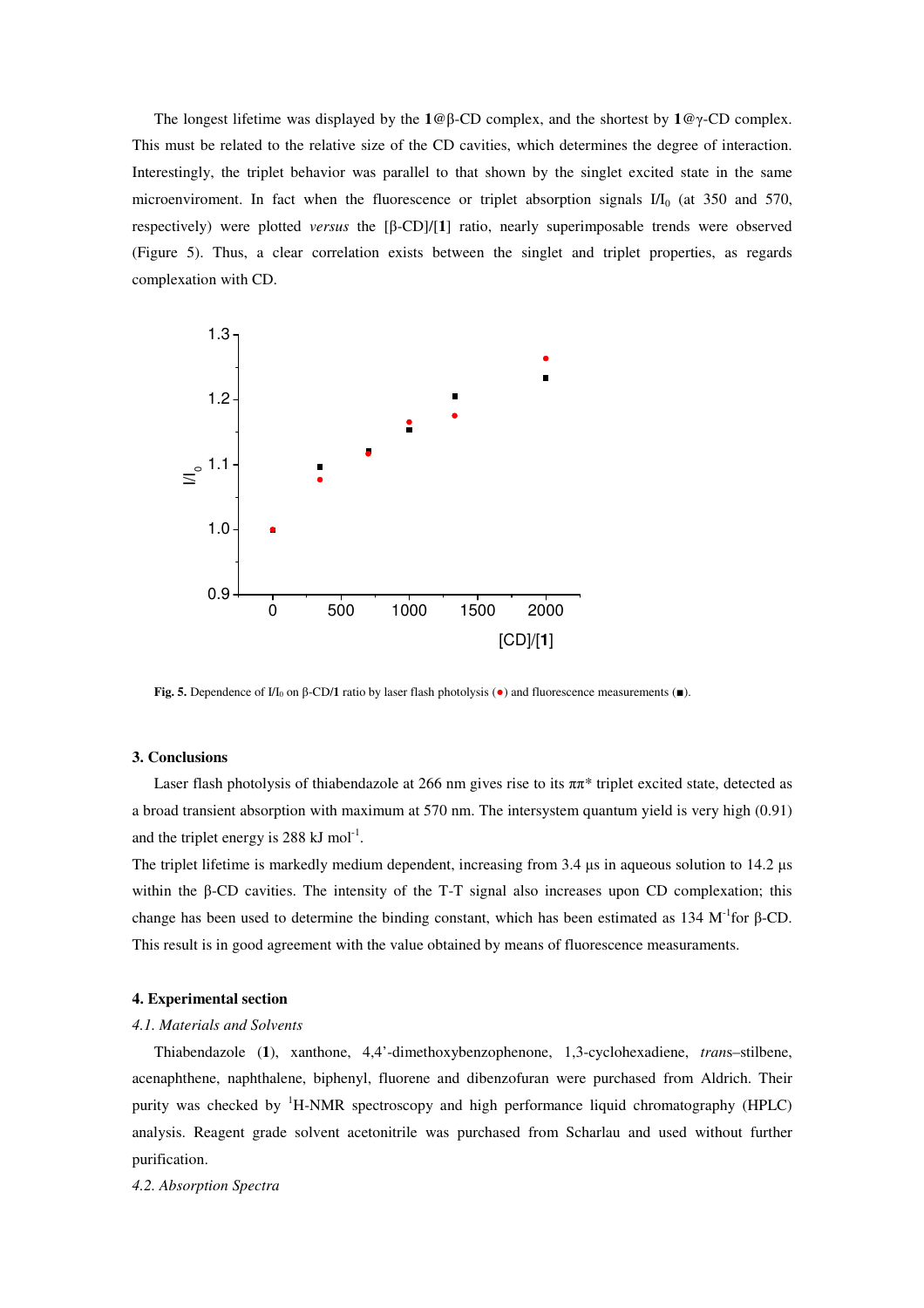The longest lifetime was displayed by the **1**@β-CD complex, and the shortest by **1**@γ-CD complex. This must be related to the relative size of the CD cavities, which determines the degree of interaction. Interestingly, the triplet behavior was parallel to that shown by the singlet excited state in the same microenviroment. In fact when the fluorescence or triplet absorption signals $I/I_0$ (at 350 and 570, respectively) were plotted *versus* the [β-CD]/[**1**] ratio, nearly superimposable trends were observed (Figure 5). Thus, a clear correlation exists between the singlet and triplet properties, as regards complexation with CD.

**Fig. 5.** Dependence of $I/I_0$ on β-CD/**1** ratio by laser flash photolysis (●) and fluorescence measurements (■).

## 3. Conclusions

Laser flash photolysis of thiabendazole at 266 nm gives rise to its ππ* triplet excited state, detected as a broad transient absorption with maximum at 570 nm. The intersystem quantum yield is very high (0.91) and the triplet energy is 288 kJ $mol^{-1}$.

The triplet lifetime is markedly medium dependent, increasing from 3.4 μs in aqueous solution to 14.2 μs within the β-CD cavities. The intensity of the T-T signal also increases upon CD complexation; this change has been used to determine the binding constant, which has been estimated as 134 $M^{-1}$for β-CD. This result is in good agreement with the value obtained by means of fluorescence measurements.

## 4. Experimental section

### *4.1. Materials and Solvents*

Thiabendazole (**1**), xanthone, 4,4'-dimethoxybenzophenone, 1,3-cyclohexadiene, *trans*–stilbene, acenaphthene, naphthalene, biphenyl, fluorene and dibenzofuran were purchased from Aldrich. Their purity was checked by $^1$H-NMR spectroscopy and high performance liquid chromatography (HPLC) analysis. Reagent grade solvent acetonitrile was purchased from Scharlau and used without further purification.

### *4.2. Absorption Spectra*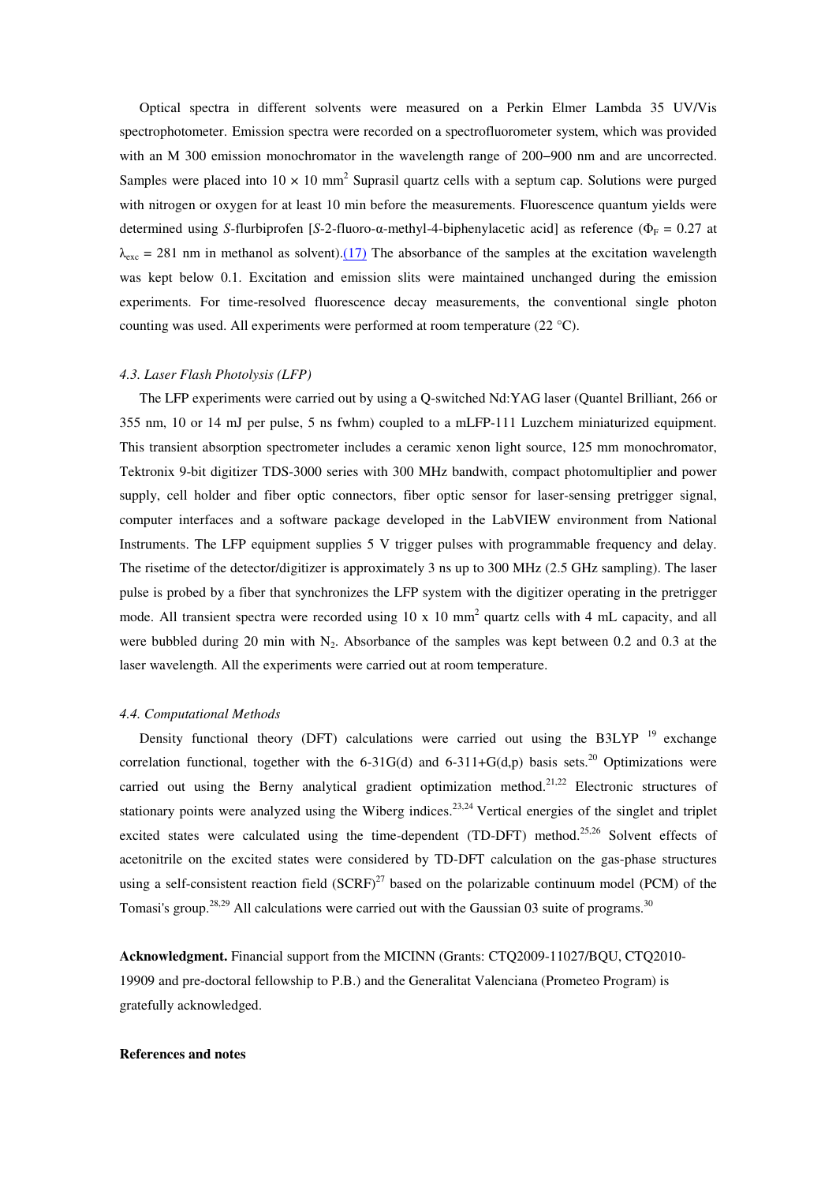Optical spectra in different solvents were measured on a Perkin Elmer Lambda 35 UV/Vis spectrophotometer. Emission spectra were recorded on a spectrofluorometer system, which was provided with an M 300 emission monochromator in the wavelength range of 200–900 nm and are uncorrected. Samples were placed into 10 × 10 mm$^2$ Suprasil quartz cells with a septum cap. Solutions were purged with nitrogen or oxygen for at least 10 min before the measurements. Fluorescence quantum yields were determined using *S*-flurbiprofen [*S*-2-fluoro-α-methyl-4-biphenylacetic acid] as reference ($\Phi_F$ = 0.27 at $\lambda_{exc}$ = 281 nm in methanol as solvent).(17) The absorbance of the samples at the excitation wavelength was kept below 0.1. Excitation and emission slits were maintained unchanged during the emission experiments. For time-resolved fluorescence decay measurements, the conventional single photon counting was used. All experiments were performed at room temperature (22 °C).

### *4.3. Laser Flash Photolysis (LFP)*

The LFP experiments were carried out by using a Q-switched Nd:YAG laser (Quantel Brilliant, 266 or 355 nm, 10 or 14 mJ per pulse, 5 ns fwhm) coupled to a mLFP-111 Luzchem miniaturized equipment. This transient absorption spectrometer includes a ceramic xenon light source, 125 mm monochromator, Tektronix 9-bit digitizer TDS-3000 series with 300 MHz bandwith, compact photomultiplier and power supply, cell holder and fiber optic connectors, fiber optic sensor for laser-sensing pretrigger signal, computer interfaces and a software package developed in the LabVIEW environment from National Instruments. The LFP equipment supplies 5 V trigger pulses with programmable frequency and delay. The risetime of the detector/digitizer is approximately 3 ns up to 300 MHz (2.5 GHz sampling). The laser pulse is probed by a fiber that synchronizes the LFP system with the digitizer operating in the pretrigger mode. All transient spectra were recorded using 10 x 10 mm$^2$ quartz cells with 4 mL capacity, and all were bubbled during 20 min with $N_2$. Absorbance of the samples was kept between 0.2 and 0.3 at the laser wavelength. All the experiments were carried out at room temperature.

### *4.4. Computational Methods*

Density functional theory (DFT) calculations were carried out using the B3LYP [19] exchange correlation functional, together with the 6-31G(d) and 6-311+G(d,p) basis sets.[20] Optimizations were carried out using the Berny analytical gradient optimization method.[21,22] Electronic structures of stationary points were analyzed using the Wiberg indices.[23,24] Vertical energies of the singlet and triplet excited states were calculated using the time-dependent (TD-DFT) method.[25,26] Solvent effects of acetonitrile on the excited states were considered by TD-DFT calculation on the gas-phase structures using a self-consistent reaction field (SCRF)[27] based on the polarizable continuum model (PCM) of the Tomasi's group.[28,29] All calculations were carried out with the Gaussian 03 suite of programs.[30]

**Acknowledgment.** Financial support from the MICINN (Grants: CTQ2009-11027/BQU, CTQ2010-19909 and pre-doctoral fellowship to P.B.) and the Generalitat Valenciana (Prometeo Program) is gratefully acknowledged.

**References and notes**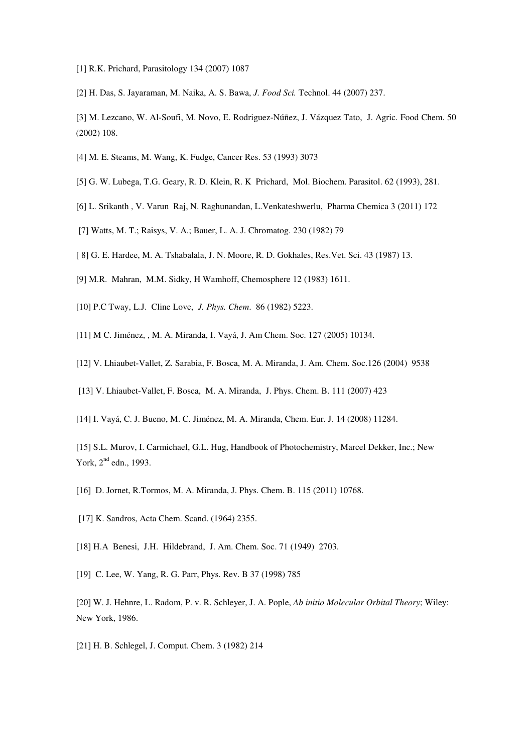[1] R.K. Prichard, Parasitology 134 (2007) 1087

[2] H. Das, S. Jayaraman, M. Naika, A. S. Bawa, *J. Food Sci.* Technol. 44 (2007) 237.

[3] M. Lezcano, W. Al-Soufi, M. Novo, E. Rodriguez-Núñez, J. Vázquez Tato, J. Agric. Food Chem. 50 (2002) 108.

[4] M. E. Steams, M. Wang, K. Fudge, Cancer Res. 53 (1993) 3073

[5] G. W. Lubega, T.G. Geary, R. D. Klein, R. K Prichard, Mol. Biochem. Parasitol. 62 (1993), 281.

[6] L. Srikanth , V. Varun Raj, N. Raghunandan, L.Venkateshwerlu, Pharma Chemica 3 (2011) 172

[7] Watts, M. T.; Raisys, V. A.; Bauer, L. A. J. Chromatog. 230 (1982) 79

[ 8] G. E. Hardee, M. A. Tshabalala, J. N. Moore, R. D. Gokhales, Res.Vet. Sci. 43 (1987) 13.

[9] M.R. Mahran, M.M. Sidky, H Wamhoff, Chemosphere 12 (1983) 1611.

[10] P.C Tway, L.J. Cline Love, *J. Phys. Chem.* 86 (1982) 5223.

[11] M C. Jiménez, , M. A. Miranda, I. Vayá, J. Am Chem. Soc. 127 (2005) 10134.

[12] V. Lhiaubet-Vallet, Z. Sarabia, F. Bosca, M. A. Miranda, J. Am. Chem. Soc.126 (2004) 9538

[13] V. Lhiaubet-Vallet, F. Bosca, M. A. Miranda, J. Phys. Chem. B. 111 (2007) 423

[14] I. Vayá, C. J. Bueno, M. C. Jiménez, M. A. Miranda, Chem. Eur. J. 14 (2008) 11284.

[15] S.L. Murov, I. Carmichael, G.L. Hug, Handbook of Photochemistry, Marcel Dekker, Inc.; New York, 2nd edn., 1993.

[16] D. Jornet, R.Tormos, M. A. Miranda, J. Phys. Chem. B. 115 (2011) 10768.

[17] K. Sandros, Acta Chem. Scand. (1964) 2355.

[18] H.A Benesi, J.H. Hildebrand, J. Am. Chem. Soc. 71 (1949) 2703.

[19] C. Lee, W. Yang, R. G. Parr, Phys. Rev. B 37 (1998) 785

[20] W. J. Hehnre, L. Radom, P. v. R. Schleyer, J. A. Pople, *Ab initio Molecular Orbital Theory*; Wiley: New York, 1986.

[21] H. B. Schlegel, J. Comput. Chem. 3 (1982) 214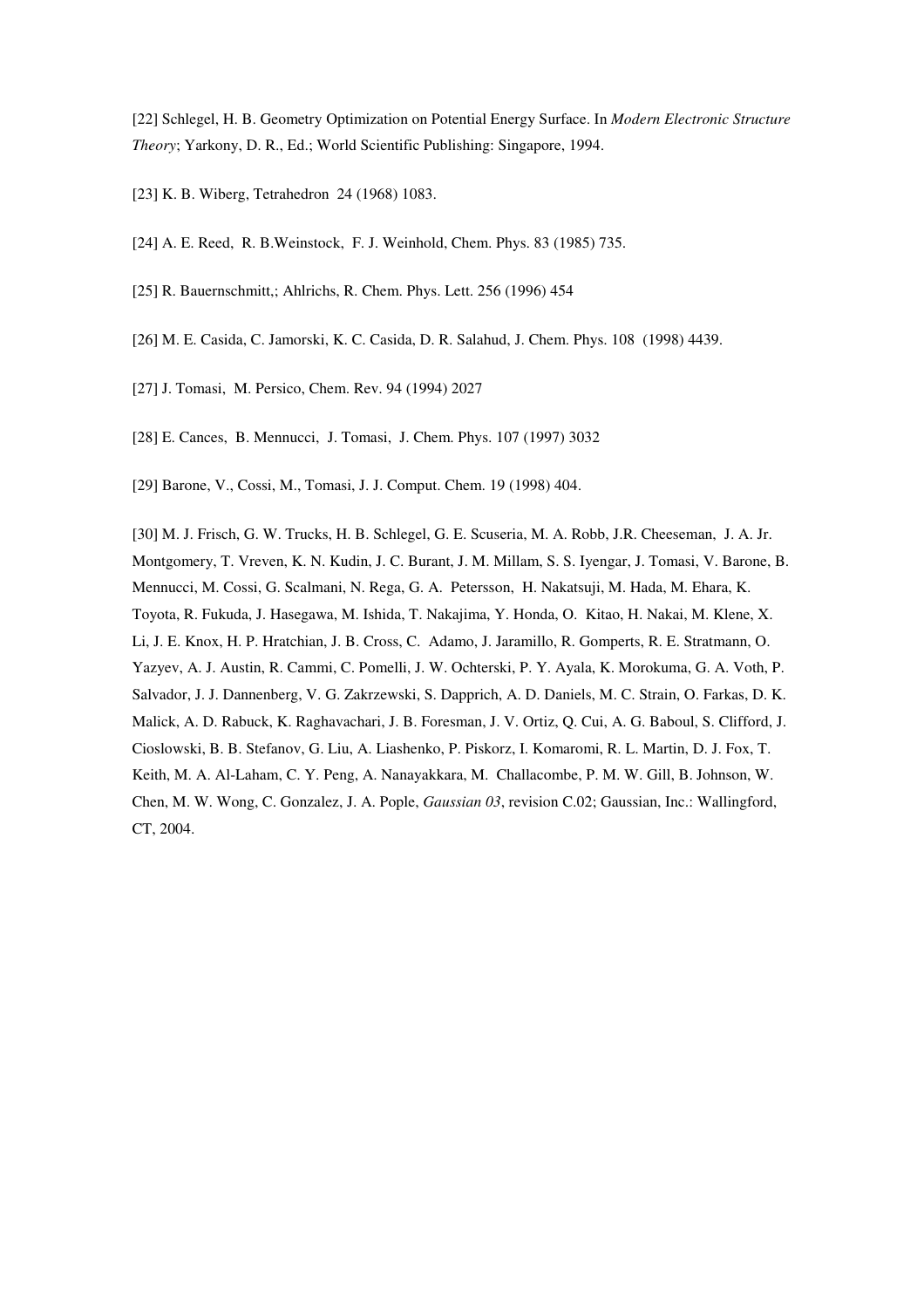[22] Schlegel, H. B. Geometry Optimization on Potential Energy Surface. In *Modern Electronic Structure Theory*; Yarkony, D. R., Ed.; World Scientific Publishing: Singapore, 1994.

[23] K. B. Wiberg, Tetrahedron 24 (1968) 1083.

[24] A. E. Reed, R. B.Weinstock, F. J. Weinhold, Chem. Phys. 83 (1985) 735.

[25] R. Bauernschmitt,; Ahlrichs, R. Chem. Phys. Lett. 256 (1996) 454

[26] M. E. Casida, C. Jamorski, K. C. Casida, D. R. Salahud, J. Chem. Phys. 108 (1998) 4439.

[27] J. Tomasi, M. Persico, Chem. Rev. 94 (1994) 2027

[28] E. Cances, B. Mennucci, J. Tomasi, J. Chem. Phys. 107 (1997) 3032

[29] Barone, V., Cossi, M., Tomasi, J. J. Comput. Chem. 19 (1998) 404.

[30] M. J. Frisch, G. W. Trucks, H. B. Schlegel, G. E. Scuseria, M. A. Robb, J.R. Cheeseman, J. A. Jr. Montgomery, T. Vreven, K. N. Kudin, J. C. Burant, J. M. Millam, S. S. Iyengar, J. Tomasi, V. Barone, B. Mennucci, M. Cossi, G. Scalmani, N. Rega, G. A. Petersson, H. Nakatsuji, M. Hada, M. Ehara, K. Toyota, R. Fukuda, J. Hasegawa, M. Ishida, T. Nakajima, Y. Honda, O. Kitao, H. Nakai, M. Klene, X. Li, J. E. Knox, H. P. Hratchian, J. B. Cross, C. Adamo, J. Jaramillo, R. Gomperts, R. E. Stratmann, O. Yazyev, A. J. Austin, R. Cammi, C. Pomelli, J. W. Ochterski, P. Y. Ayala, K. Morokuma, G. A. Voth, P. Salvador, J. J. Dannenberg, V. G. Zakrzewski, S. Dapprich, A. D. Daniels, M. C. Strain, O. Farkas, D. K. Malick, A. D. Rabuck, K. Raghavachari, J. B. Foresman, J. V. Ortiz, Q. Cui, A. G. Baboul, S. Clifford, J. Cioslowski, B. B. Stefanov, G. Liu, A. Liashenko, P. Piskorz, I. Komaromi, R. L. Martin, D. J. Fox, T. Keith, M. A. Al-Laham, C. Y. Peng, A. Nanayakkara, M. Challacombe, P. M. W. Gill, B. Johnson, W. Chen, M. W. Wong, C. Gonzalez, J. A. Pople, *Gaussian 03*, revision C.02; Gaussian, Inc.: Wallingford, CT, 2004.